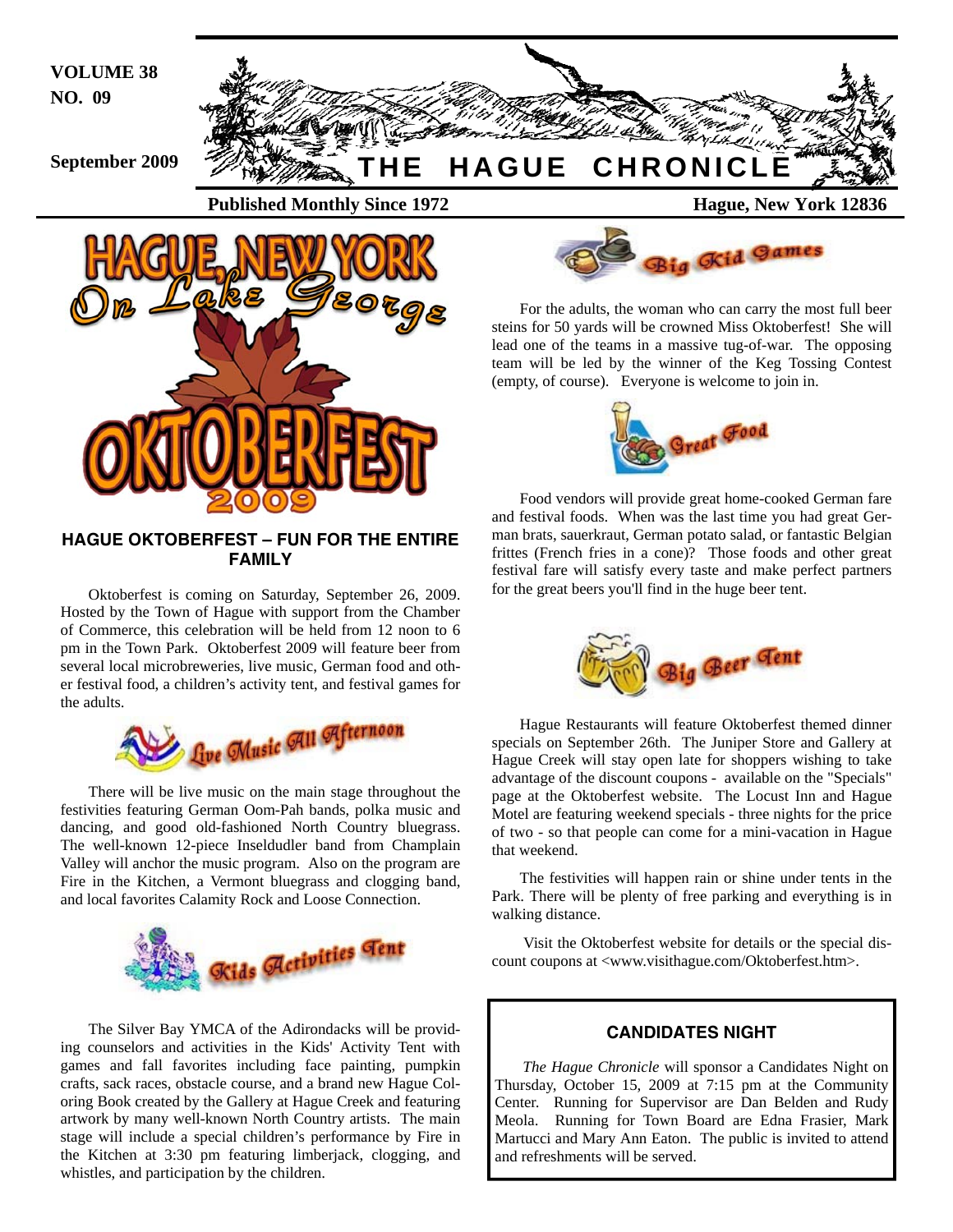VOLUME 38
NO. 09

September 2009

# THE HAGUE CHRONICLE

**Published Monthly Since 1972** | **Hague, New York 12836**

HAGUE, NEW YORK On Lake George OKTOBERFEST 2009

## HAGUE OKTOBERFEST – FUN FOR THE ENTIRE FAMILY

Oktoberfest is coming on Saturday, September 26, 2009. Hosted by the Town of Hague with support from the Chamber of Commerce, this celebration will be held from 12 noon to 6 pm in the Town Park. Oktoberfest 2009 will feature beer from several local microbreweries, live music, German food and other festival food, a children's activity tent, and festival games for the adults.

### Live Music All Afternoon

There will be live music on the main stage throughout the festivities featuring German Oom-Pah bands, polka music and dancing, and good old-fashioned North Country bluegrass. The well-known 12-piece Inseldudler band from Champlain Valley will anchor the music program. Also on the program are Fire in the Kitchen, a Vermont bluegrass and clogging band, and local favorites Calamity Rock and Loose Connection.

### Kids Activities Tent

The Silver Bay YMCA of the Adirondacks will be providing counselors and activities in the Kids' Activity Tent with games and fall favorites including face painting, pumpkin crafts, sack races, obstacle course, and a brand new Hague Coloring Book created by the Gallery at Hague Creek and featuring artwork by many well-known North Country artists. The main stage will include a special children's performance by Fire in the Kitchen at 3:30 pm featuring limberjack, clogging, and whistles, and participation by the children.

### Big Kid Games

For the adults, the woman who can carry the most full beer steins for 50 yards will be crowned Miss Oktoberfest! She will lead one of the teams in a massive tug-of-war. The opposing team will be led by the winner of the Keg Tossing Contest (empty, of course). Everyone is welcome to join in.

### Great Food

Food vendors will provide great home-cooked German fare and festival foods. When was the last time you had great German brats, sauerkraut, German potato salad, or fantastic Belgian frittes (French fries in a cone)? Those foods and other great festival fare will satisfy every taste and make perfect partners for the great beers you'll find in the huge beer tent.

### Big Beer Tent

Hague Restaurants will feature Oktoberfest themed dinner specials on September 26th. The Juniper Store and Gallery at Hague Creek will stay open late for shoppers wishing to take advantage of the discount coupons - available on the "Specials" page at the Oktoberfest website. The Locust Inn and Hague Motel are featuring weekend specials - three nights for the price of two - so that people can come for a mini-vacation in Hague that weekend.

The festivities will happen rain or shine under tents in the Park. There will be plenty of free parking and everything is in walking distance.

Visit the Oktoberfest website for details or the special discount coupons at <www.visithague.com/Oktoberfest.htm>.

## CANDIDATES NIGHT

*The Hague Chronicle* will sponsor a Candidates Night on Thursday, October 15, 2009 at 7:15 pm at the Community Center. Running for Supervisor are Dan Belden and Rudy Meola. Running for Town Board are Edna Frasier, Mark Martucci and Mary Ann Eaton. The public is invited to attend and refreshments will be served.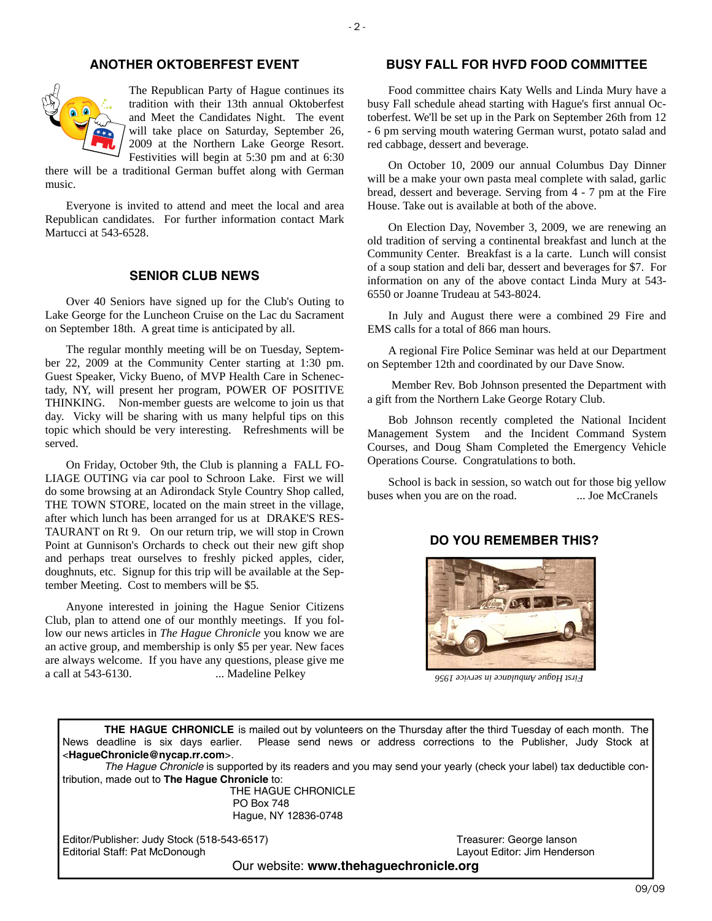## ANOTHER OKTOBERFEST EVENT

The Republican Party of Hague continues its tradition with their 13th annual Oktoberfest and Meet the Candidates Night. The event will take place on Saturday, September 26, 2009 at the Northern Lake George Resort. Festivities will begin at 5:30 pm and at 6:30 there will be a traditional German buffet along with German music.

Everyone is invited to attend and meet the local and area Republican candidates. For further information contact Mark Martucci at 543-6528.

## SENIOR CLUB NEWS

Over 40 Seniors have signed up for the Club's Outing to Lake George for the Luncheon Cruise on the Lac du Sacrament on September 18th. A great time is anticipated by all.

The regular monthly meeting will be on Tuesday, September 22, 2009 at the Community Center starting at 1:30 pm. Guest Speaker, Vicky Bueno, of MVP Health Care in Schenectady, NY, will present her program, POWER OF POSITIVE THINKING. Non-member guests are welcome to join us that day. Vicky will be sharing with us many helpful tips on this topic which should be very interesting. Refreshments will be served.

On Friday, October 9th, the Club is planning a FALL FOLIAGE OUTING via car pool to Schroon Lake. First we will do some browsing at an Adirondack Style Country Shop called, THE TOWN STORE, located on the main street in the village, after which lunch has been arranged for us at DRAKE'S RESTAURANT on Rt 9. On our return trip, we will stop in Crown Point at Gunnison's Orchards to check out their new gift shop and perhaps treat ourselves to freshly picked apples, cider, doughnuts, etc. Signup for this trip will be available at the September Meeting. Cost to members will be $5.

Anyone interested in joining the Hague Senior Citizens Club, plan to attend one of our monthly meetings. If you follow our news articles in *The Hague Chronicle* you know we are an active group, and membership is only $5 per year. New faces are always welcome. If you have any questions, please give me a call at 543-6130. ... Madeline Pelkey

## BUSY FALL FOR HVFD FOOD COMMITTEE

Food committee chairs Katy Wells and Linda Mury have a busy Fall schedule ahead starting with Hague's first annual Octoberfest. We'll be set up in the Park on September 26th from 12 - 6 pm serving mouth watering German wurst, potato salad and red cabbage, dessert and beverage.

On October 10, 2009 our annual Columbus Day Dinner will be a make your own pasta meal complete with salad, garlic bread, dessert and beverage. Serving from 4 - 7 pm at the Fire House. Take out is available at both of the above.

On Election Day, November 3, 2009, we are renewing an old tradition of serving a continental breakfast and lunch at the Community Center. Breakfast is a la carte. Lunch will consist of a soup station and deli bar, dessert and beverages for $7. For information on any of the above contact Linda Mury at 543-6550 or Joanne Trudeau at 543-8024.

In July and August there were a combined 29 Fire and EMS calls for a total of 866 man hours.

A regional Fire Police Seminar was held at our Department on September 12th and coordinated by our Dave Snow.

Member Rev. Bob Johnson presented the Department with a gift from the Northern Lake George Rotary Club.

Bob Johnson recently completed the National Incident Management System and the Incident Command System Courses, and Doug Sham Completed the Emergency Vehicle Operations Course. Congratulations to both.

School is back in session, so watch out for those big yellow buses when you are on the road. ... Joe McCranels

## DO YOU REMEMBER THIS?

*First Hague Ambulance in service 1956*

---

**THE HAGUE CHRONICLE** is mailed out by volunteers on the Thursday after the third Tuesday of each month. The News deadline is six days earlier. Please send news or address corrections to the Publisher, Judy Stock at <**HagueChronicle@nycap.rr.com**>.

*The Hague Chronicle* is supported by its readers and you may send your yearly (check your label) tax deductible contribution, made out to **The Hague Chronicle** to:

THE HAGUE CHRONICLE
PO Box 748
Hague, NY 12836-0748

Editor/Publisher: Judy Stock (518-543-6517)
Editorial Staff: Pat McDonough
Treasurer: George Ianson
Layout Editor: Jim Henderson

Our website: **www.thehaguechronicle.org**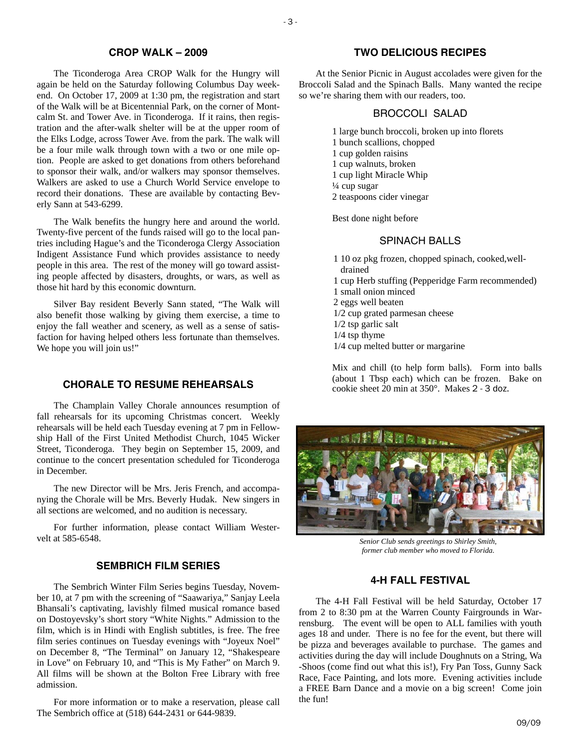## CROP WALK – 2009

The Ticonderoga Area CROP Walk for the Hungry will again be held on the Saturday following Columbus Day weekend. On October 17, 2009 at 1:30 pm, the registration and start of the Walk will be at Bicentennial Park, on the corner of Montcalm St. and Tower Ave. in Ticonderoga. If it rains, then registration and the after-walk shelter will be at the upper room of the Elks Lodge, across Tower Ave. from the park. The walk will be a four mile walk through town with a two or one mile option. People are asked to get donations from others beforehand to sponsor their walk, and/or walkers may sponsor themselves. Walkers are asked to use a Church World Service envelope to record their donations. These are available by contacting Beverly Sann at 543-6299.

The Walk benefits the hungry here and around the world. Twenty-five percent of the funds raised will go to the local pantries including Hague's and the Ticonderoga Clergy Association Indigent Assistance Fund which provides assistance to needy people in this area. The rest of the money will go toward assisting people affected by disasters, droughts, or wars, as well as those hit hard by this economic downturn.

Silver Bay resident Beverly Sann stated, "The Walk will also benefit those walking by giving them exercise, a time to enjoy the fall weather and scenery, as well as a sense of satisfaction for having helped others less fortunate than themselves. We hope you will join us!"

## CHORALE TO RESUME REHEARSALS

The Champlain Valley Chorale announces resumption of fall rehearsals for its upcoming Christmas concert. Weekly rehearsals will be held each Tuesday evening at 7 pm in Fellowship Hall of the First United Methodist Church, 1045 Wicker Street, Ticonderoga. They begin on September 15, 2009, and continue to the concert presentation scheduled for Ticonderoga in December.

The new Director will be Mrs. Jeris French, and accompanying the Chorale will be Mrs. Beverly Hudak. New singers in all sections are welcomed, and no audition is necessary.

For further information, please contact William Westervelt at 585-6548.

## SEMBRICH FILM SERIES

The Sembrich Winter Film Series begins Tuesday, November 10, at 7 pm with the screening of "Saawariya," Sanjay Leela Bhansali's captivating, lavishly filmed musical romance based on Dostoyevsky's short story "White Nights." Admission to the film, which is in Hindi with English subtitles, is free. The free film series continues on Tuesday evenings with "Joyeux Noel" on December 8, "The Terminal" on January 12, "Shakespeare in Love" on February 10, and "This is My Father" on March 9. All films will be shown at the Bolton Free Library with free admission.

For more information or to make a reservation, please call The Sembrich office at (518) 644-2431 or 644-9839.

## TWO DELICIOUS RECIPES

At the Senior Picnic in August accolades were given for the Broccoli Salad and the Spinach Balls. Many wanted the recipe so we're sharing them with our readers, too.

### BROCCOLI SALAD

1 large bunch broccoli, broken up into florets
1 bunch scallions, chopped
1 cup golden raisins
1 cup walnuts, broken
1 cup light Miracle Whip
¼ cup sugar
2 teaspoons cider vinegar

Best done night before

### SPINACH BALLS

1 10 oz pkg frozen, chopped spinach, cooked,well-drained
1 cup Herb stuffing (Pepperidge Farm recommended)
1 small onion minced
2 eggs well beaten
1/2 cup grated parmesan cheese
1/2 tsp garlic salt
1/4 tsp thyme
1/4 cup melted butter or margarine

Mix and chill (to help form balls). Form into balls (about 1 Tbsp each) which can be frozen. Bake on cookie sheet 20 min at 350°. Makes 2 - 3 doz.

*Senior Club sends greetings to Shirley Smith, former club member who moved to Florida.*

## 4-H FALL FESTIVAL

The 4-H Fall Festival will be held Saturday, October 17 from 2 to 8:30 pm at the Warren County Fairgrounds in Warrensburg. The event will be open to ALL families with youth ages 18 and under. There is no fee for the event, but there will be pizza and beverages available to purchase. The games and activities during the day will include Doughnuts on a String, Wa-Shoos (come find out what this is!), Fry Pan Toss, Gunny Sack Race, Face Painting, and lots more. Evening activities include a FREE Barn Dance and a movie on a big screen! Come join the fun!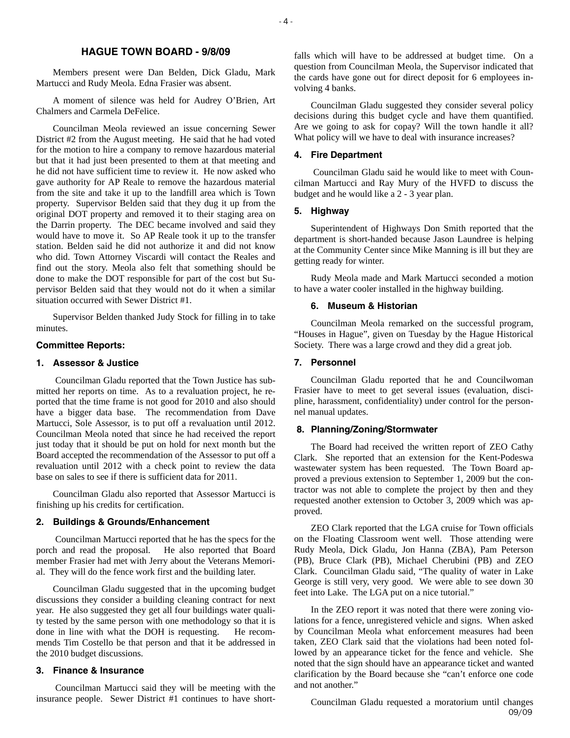## HAGUE TOWN BOARD - 9/8/09

Members present were Dan Belden, Dick Gladu, Mark Martucci and Rudy Meola. Edna Frasier was absent.

A moment of silence was held for Audrey O'Brien, Art Chalmers and Carmela DeFelice.

Councilman Meola reviewed an issue concerning Sewer District #2 from the August meeting. He said that he had voted for the motion to hire a company to remove hazardous material but that it had just been presented to them at that meeting and he did not have sufficient time to review it. He now asked who gave authority for AP Reale to remove the hazardous material from the site and take it up to the landfill area which is Town property. Supervisor Belden said that they dug it up from the original DOT property and removed it to their staging area on the Darrin property. The DEC became involved and said they would have to move it. So AP Reale took it up to the transfer station. Belden said he did not authorize it and did not know who did. Town Attorney Viscardi will contact the Reales and find out the story. Meola also felt that something should be done to make the DOT responsible for part of the cost but Supervisor Belden said that they would not do it when a similar situation occurred with Sewer District #1.

Supervisor Belden thanked Judy Stock for filling in to take minutes.

### Committee Reports:

#### 1. Assessor & Justice

Councilman Gladu reported that the Town Justice has submitted her reports on time. As to a revaluation project, he reported that the time frame is not good for 2010 and also should have a bigger data base. The recommendation from Dave Martucci, Sole Assessor, is to put off a revaluation until 2012. Councilman Meola noted that since he had received the report just today that it should be put on hold for next month but the Board accepted the recommendation of the Assessor to put off a revaluation until 2012 with a check point to review the data base on sales to see if there is sufficient data for 2011.

Councilman Gladu also reported that Assessor Martucci is finishing up his credits for certification.

#### 2. Buildings & Grounds/Enhancement

Councilman Martucci reported that he has the specs for the porch and read the proposal. He also reported that Board member Frasier had met with Jerry about the Veterans Memorial. They will do the fence work first and the building later.

Councilman Gladu suggested that in the upcoming budget discussions they consider a building cleaning contract for next year. He also suggested they get all four buildings water quality tested by the same person with one methodology so that it is done in line with what the DOH is requesting. He recommends Tim Costello be that person and that it be addressed in the 2010 budget discussions.

#### 3. Finance & Insurance

Councilman Martucci said they will be meeting with the insurance people. Sewer District #1 continues to have shortfalls which will have to be addressed at budget time. On a question from Councilman Meola, the Supervisor indicated that the cards have gone out for direct deposit for 6 employees involving 4 banks.

Councilman Gladu suggested they consider several policy decisions during this budget cycle and have them quantified. Are we going to ask for copay? Will the town handle it all? What policy will we have to deal with insurance increases?

#### 4. Fire Department

Councilman Gladu said he would like to meet with Councilman Martucci and Ray Mury of the HVFD to discuss the budget and he would like a 2 - 3 year plan.

#### 5. Highway

Superintendent of Highways Don Smith reported that the department is short-handed because Jason Laundree is helping at the Community Center since Mike Manning is ill but they are getting ready for winter.

Rudy Meola made and Mark Martucci seconded a motion to have a water cooler installed in the highway building.

#### 6. Museum & Historian

Councilman Meola remarked on the successful program, "Houses in Hague", given on Tuesday by the Hague Historical Society. There was a large crowd and they did a great job.

#### 7. Personnel

Councilman Gladu reported that he and Councilwoman Frasier have to meet to get several issues (evaluation, discipline, harassment, confidentiality) under control for the personnel manual updates.

#### 8. Planning/Zoning/Stormwater

The Board had received the written report of ZEO Cathy Clark. She reported that an extension for the Kent-Podeswa wastewater system has been requested. The Town Board approved a previous extension to September 1, 2009 but the contractor was not able to complete the project by then and they requested another extension to October 3, 2009 which was approved.

ZEO Clark reported that the LGA cruise for Town officials on the Floating Classroom went well. Those attending were Rudy Meola, Dick Gladu, Jon Hanna (ZBA), Pam Peterson (PB), Bruce Clark (PB), Michael Cherubini (PB) and ZEO Clark. Councilman Gladu said, "The quality of water in Lake George is still very, very good. We were able to see down 30 feet into Lake. The LGA put on a nice tutorial."

In the ZEO report it was noted that there were zoning violations for a fence, unregistered vehicle and signs. When asked by Councilman Meola what enforcement measures had been taken, ZEO Clark said that the violations had been noted followed by an appearance ticket for the fence and vehicle. She noted that the sign should have an appearance ticket and wanted clarification by the Board because she "can't enforce one code and not another."

Councilman Gladu requested a moratorium until changes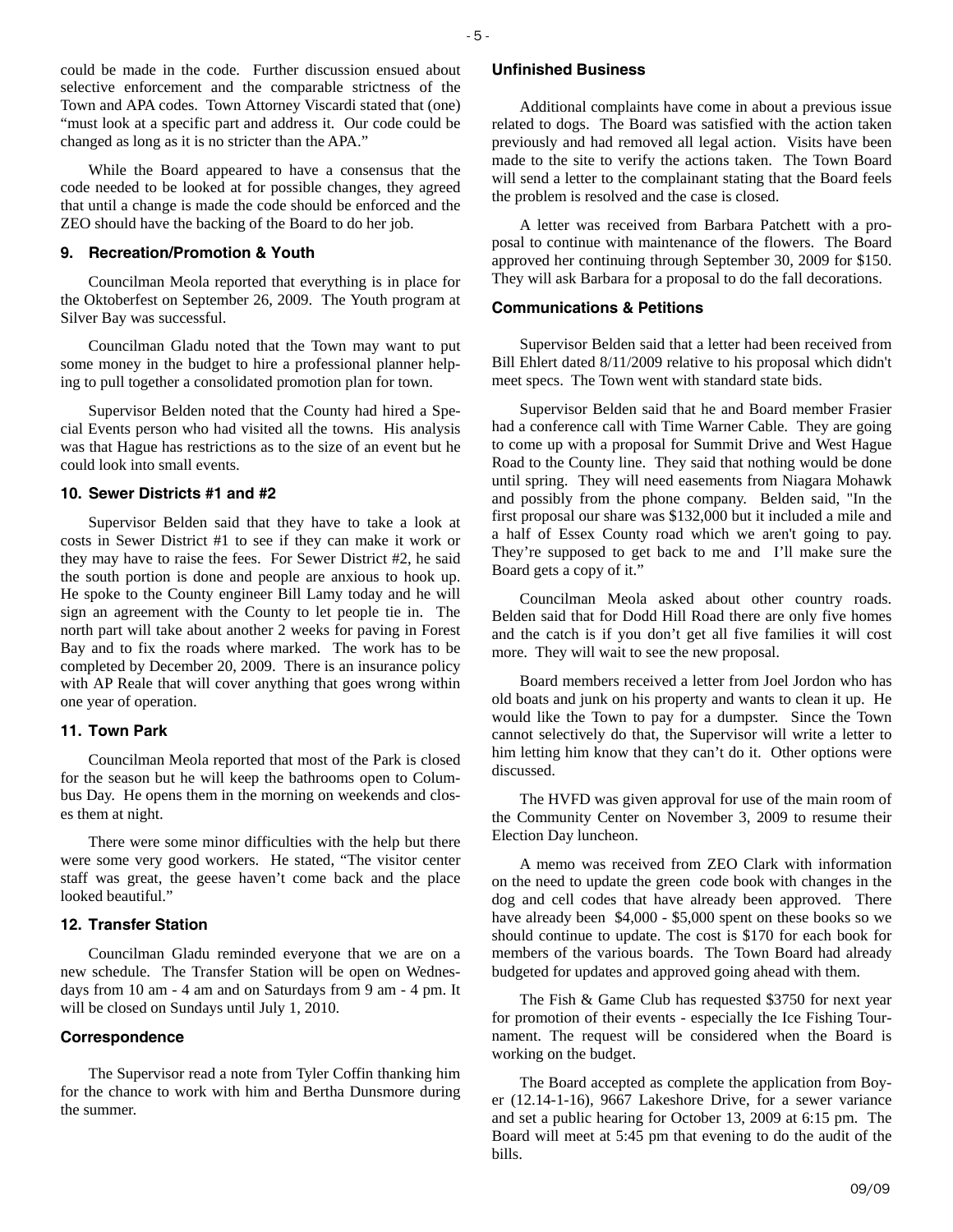could be made in the code. Further discussion ensued about selective enforcement and the comparable strictness of the Town and APA codes. Town Attorney Viscardi stated that (one) "must look at a specific part and address it. Our code could be changed as long as it is no stricter than the APA."

While the Board appeared to have a consensus that the code needed to be looked at for possible changes, they agreed that until a change is made the code should be enforced and the ZEO should have the backing of the Board to do her job.

### 9. Recreation/Promotion & Youth

Councilman Meola reported that everything is in place for the Oktoberfest on September 26, 2009. The Youth program at Silver Bay was successful.

Councilman Gladu noted that the Town may want to put some money in the budget to hire a professional planner helping to pull together a consolidated promotion plan for town.

Supervisor Belden noted that the County had hired a Special Events person who had visited all the towns. His analysis was that Hague has restrictions as to the size of an event but he could look into small events.

### 10. Sewer Districts #1 and #2

Supervisor Belden said that they have to take a look at costs in Sewer District #1 to see if they can make it work or they may have to raise the fees. For Sewer District #2, he said the south portion is done and people are anxious to hook up. He spoke to the County engineer Bill Lamy today and he will sign an agreement with the County to let people tie in. The north part will take about another 2 weeks for paving in Forest Bay and to fix the roads where marked. The work has to be completed by December 20, 2009. There is an insurance policy with AP Reale that will cover anything that goes wrong within one year of operation.

### 11. Town Park

Councilman Meola reported that most of the Park is closed for the season but he will keep the bathrooms open to Columbus Day. He opens them in the morning on weekends and closes them at night.

There were some minor difficulties with the help but there were some very good workers. He stated, "The visitor center staff was great, the geese haven't come back and the place looked beautiful."

### 12. Transfer Station

Councilman Gladu reminded everyone that we are on a new schedule. The Transfer Station will be open on Wednesdays from 10 am - 4 am and on Saturdays from 9 am - 4 pm. It will be closed on Sundays until July 1, 2010.

### Correspondence

The Supervisor read a note from Tyler Coffin thanking him for the chance to work with him and Bertha Dunsmore during the summer.

### Unfinished Business

Additional complaints have come in about a previous issue related to dogs. The Board was satisfied with the action taken previously and had removed all legal action. Visits have been made to the site to verify the actions taken. The Town Board will send a letter to the complainant stating that the Board feels the problem is resolved and the case is closed.

A letter was received from Barbara Patchett with a proposal to continue with maintenance of the flowers. The Board approved her continuing through September 30, 2009 for $150. They will ask Barbara for a proposal to do the fall decorations.

### Communications & Petitions

Supervisor Belden said that a letter had been received from Bill Ehlert dated 8/11/2009 relative to his proposal which didn't meet specs. The Town went with standard state bids.

Supervisor Belden said that he and Board member Frasier had a conference call with Time Warner Cable. They are going to come up with a proposal for Summit Drive and West Hague Road to the County line. They said that nothing would be done until spring. They will need easements from Niagara Mohawk and possibly from the phone company. Belden said, "In the first proposal our share was $132,000 but it included a mile and a half of Essex County road which we aren't going to pay. They're supposed to get back to me and I'll make sure the Board gets a copy of it."

Councilman Meola asked about other country roads. Belden said that for Dodd Hill Road there are only five homes and the catch is if you don't get all five families it will cost more. They will wait to see the new proposal.

Board members received a letter from Joel Jordon who has old boats and junk on his property and wants to clean it up. He would like the Town to pay for a dumpster. Since the Town cannot selectively do that, the Supervisor will write a letter to him letting him know that they can't do it. Other options were discussed.

The HVFD was given approval for use of the main room of the Community Center on November 3, 2009 to resume their Election Day luncheon.

A memo was received from ZEO Clark with information on the need to update the green code book with changes in the dog and cell codes that have already been approved. There have already been $4,000 - $5,000 spent on these books so we should continue to update. The cost is $170 for each book for members of the various boards. The Town Board had already budgeted for updates and approved going ahead with them.

The Fish & Game Club has requested $3750 for next year for promotion of their events - especially the Ice Fishing Tournament. The request will be considered when the Board is working on the budget.

The Board accepted as complete the application from Boyer (12.14-1-16), 9667 Lakeshore Drive, for a sewer variance and set a public hearing for October 13, 2009 at 6:15 pm. The Board will meet at 5:45 pm that evening to do the audit of the bills.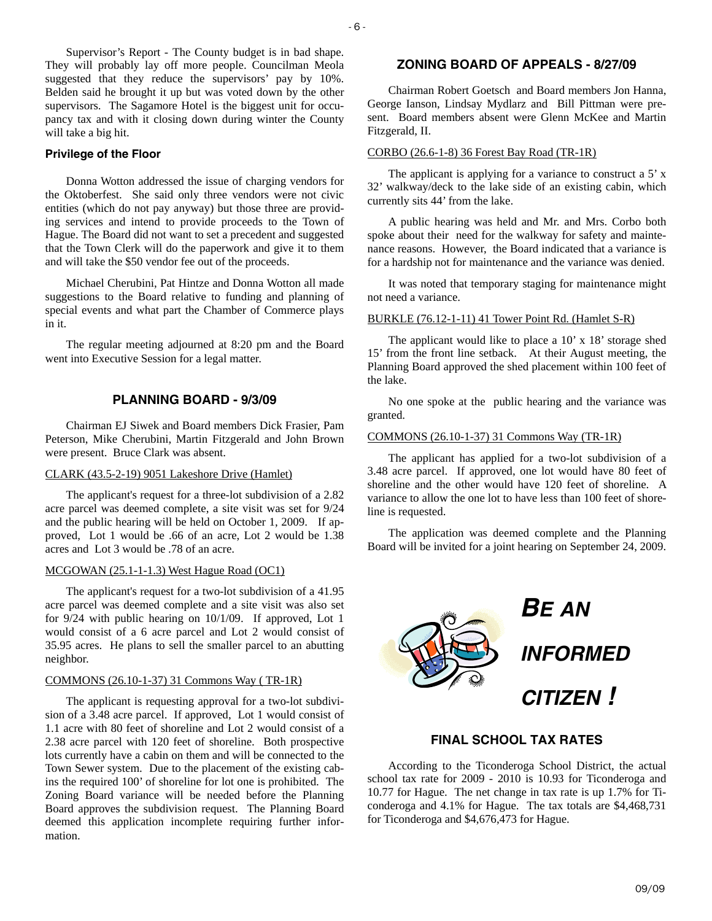Supervisor's Report - The County budget is in bad shape. They will probably lay off more people. Councilman Meola suggested that they reduce the supervisors' pay by 10%. Belden said he brought it up but was voted down by the other supervisors. The Sagamore Hotel is the biggest unit for occupancy tax and with it closing down during winter the County will take a big hit.

### Privilege of the Floor

Donna Wotton addressed the issue of charging vendors for the Oktoberfest. She said only three vendors were not civic entities (which do not pay anyway) but those three are providing services and intend to provide proceeds to the Town of Hague. The Board did not want to set a precedent and suggested that the Town Clerk will do the paperwork and give it to them and will take the $50 vendor fee out of the proceeds.

Michael Cherubini, Pat Hintze and Donna Wotton all made suggestions to the Board relative to funding and planning of special events and what part the Chamber of Commerce plays in it.

The regular meeting adjourned at 8:20 pm and the Board went into Executive Session for a legal matter.

## PLANNING BOARD - 9/3/09

Chairman EJ Siwek and Board members Dick Frasier, Pam Peterson, Mike Cherubini, Martin Fitzgerald and John Brown were present. Bruce Clark was absent.

CLARK (43.5-2-19) 9051 Lakeshore Drive (Hamlet)

The applicant's request for a three-lot subdivision of a 2.82 acre parcel was deemed complete, a site visit was set for 9/24 and the public hearing will be held on October 1, 2009. If approved, Lot 1 would be .66 of an acre, Lot 2 would be 1.38 acres and Lot 3 would be .78 of an acre.

MCGOWAN (25.1-1-1.3) West Hague Road (OC1)

The applicant's request for a two-lot subdivision of a 41.95 acre parcel was deemed complete and a site visit was also set for 9/24 with public hearing on 10/1/09. If approved, Lot 1 would consist of a 6 acre parcel and Lot 2 would consist of 35.95 acres. He plans to sell the smaller parcel to an abutting neighbor.

COMMONS (26.10-1-37) 31 Commons Way ( TR-1R)

The applicant is requesting approval for a two-lot subdivision of a 3.48 acre parcel. If approved, Lot 1 would consist of 1.1 acre with 80 feet of shoreline and Lot 2 would consist of a 2.38 acre parcel with 120 feet of shoreline. Both prospective lots currently have a cabin on them and will be connected to the Town Sewer system. Due to the placement of the existing cabins the required 100' of shoreline for lot one is prohibited. The Zoning Board variance will be needed before the Planning Board approves the subdivision request. The Planning Board deemed this application incomplete requiring further information.

## ZONING BOARD OF APPEALS - 8/27/09

Chairman Robert Goetsch and Board members Jon Hanna, George Ianson, Lindsay Mydlarz and Bill Pittman were present. Board members absent were Glenn McKee and Martin Fitzgerald, II.

CORBO (26.6-1-8) 36 Forest Bay Road (TR-1R)

The applicant is applying for a variance to construct a 5' x 32' walkway/deck to the lake side of an existing cabin, which currently sits 44' from the lake.

A public hearing was held and Mr. and Mrs. Corbo both spoke about their need for the walkway for safety and maintenance reasons. However, the Board indicated that a variance is for a hardship not for maintenance and the variance was denied.

It was noted that temporary staging for maintenance might not need a variance.

BURKLE (76.12-1-11) 41 Tower Point Rd. (Hamlet S-R)

The applicant would like to place a 10' x 18' storage shed 15' from the front line setback. At their August meeting, the Planning Board approved the shed placement within 100 feet of the lake.

No one spoke at the public hearing and the variance was granted.

COMMONS (26.10-1-37) 31 Commons Way (TR-1R)

The applicant has applied for a two-lot subdivision of a 3.48 acre parcel. If approved, one lot would have 80 feet of shoreline and the other would have 120 feet of shoreline. A variance to allow the one lot to have less than 100 feet of shoreline is requested.

The application was deemed complete and the Planning Board will be invited for a joint hearing on September 24, 2009.

***BE AN INFORMED CITIZEN!***

## FINAL SCHOOL TAX RATES

According to the Ticonderoga School District, the actual school tax rate for 2009 - 2010 is 10.93 for Ticonderoga and 10.77 for Hague. The net change in tax rate is up 1.7% for Ticonderoga and 4.1% for Hague. The tax totals are $4,468,731 for Ticonderoga and $4,676,473 for Hague.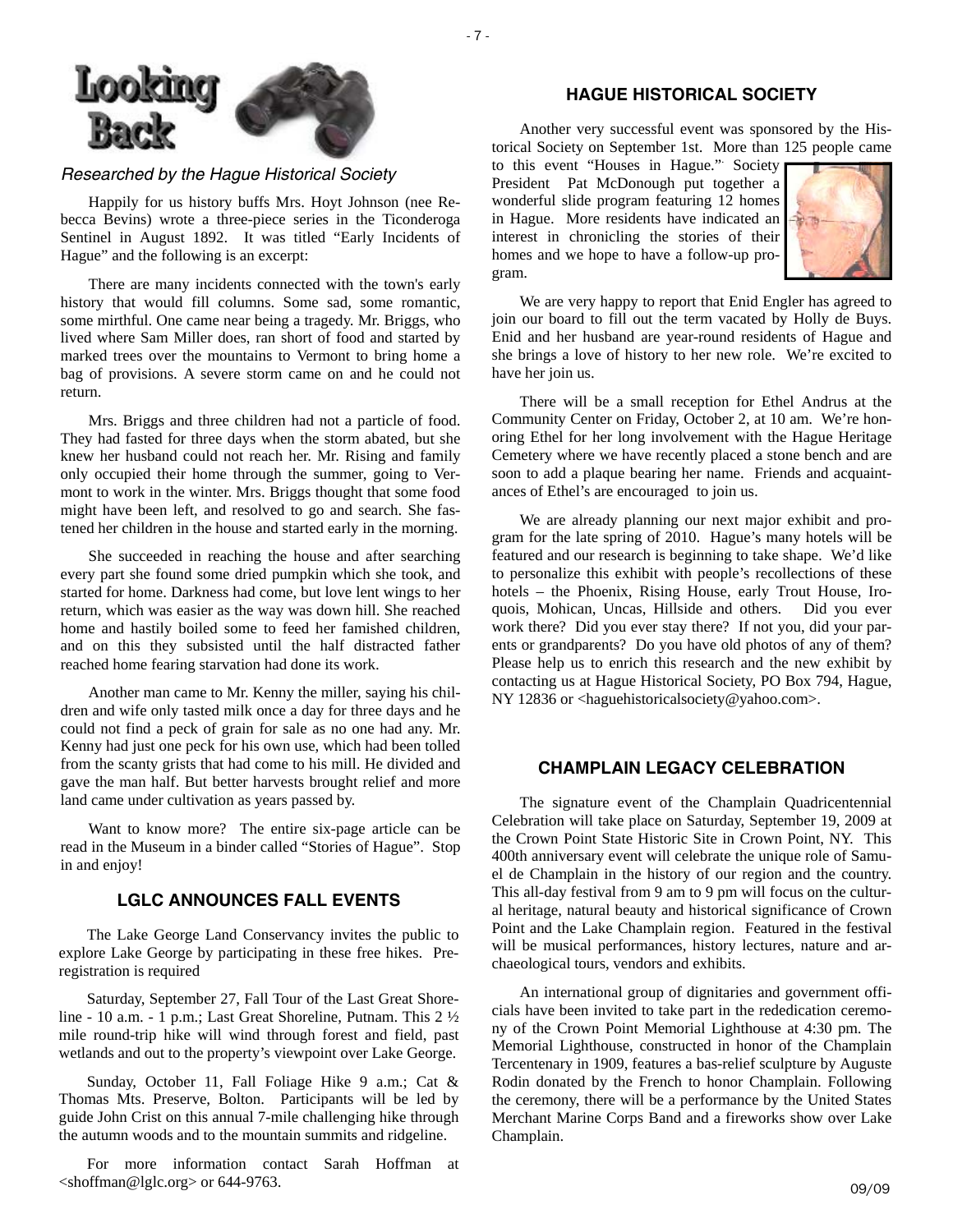# Looking Back

*Researched by the Hague Historical Society*

Happily for us history buffs Mrs. Hoyt Johnson (nee Rebecca Bevins) wrote a three-piece series in the Ticonderoga Sentinel in August 1892. It was titled "Early Incidents of Hague" and the following is an excerpt:

There are many incidents connected with the town's early history that would fill columns. Some sad, some romantic, some mirthful. One came near being a tragedy. Mr. Briggs, who lived where Sam Miller does, ran short of food and started by marked trees over the mountains to Vermont to bring home a bag of provisions. A severe storm came on and he could not return.

Mrs. Briggs and three children had not a particle of food. They had fasted for three days when the storm abated, but she knew her husband could not reach her. Mr. Rising and family only occupied their home through the summer, going to Vermont to work in the winter. Mrs. Briggs thought that some food might have been left, and resolved to go and search. She fastened her children in the house and started early in the morning.

She succeeded in reaching the house and after searching every part she found some dried pumpkin which she took, and started for home. Darkness had come, but love lent wings to her return, which was easier as the way was down hill. She reached home and hastily boiled some to feed her famished children, and on this they subsisted until the half distracted father reached home fearing starvation had done its work.

Another man came to Mr. Kenny the miller, saying his children and wife only tasted milk once a day for three days and he could not find a peck of grain for sale as no one had any. Mr. Kenny had just one peck for his own use, which had been tolled from the scanty grists that had come to his mill. He divided and gave the man half. But better harvests brought relief and more land came under cultivation as years passed by.

Want to know more? The entire six-page article can be read in the Museum in a binder called "Stories of Hague". Stop in and enjoy!

## LGLC ANNOUNCES FALL EVENTS

The Lake George Land Conservancy invites the public to explore Lake George by participating in these free hikes. Preregistration is required

Saturday, September 27, Fall Tour of the Last Great Shoreline - 10 a.m. - 1 p.m.; Last Great Shoreline, Putnam. This 2 ½ mile round-trip hike will wind through forest and field, past wetlands and out to the property's viewpoint over Lake George.

Sunday, October 11, Fall Foliage Hike 9 a.m.; Cat & Thomas Mts. Preserve, Bolton. Participants will be led by guide John Crist on this annual 7-mile challenging hike through the autumn woods and to the mountain summits and ridgeline.

For more information contact Sarah Hoffman at <shoffman@lglc.org> or 644-9763.

## HAGUE HISTORICAL SOCIETY

Another very successful event was sponsored by the Historical Society on September 1st. More than 125 people came to this event "Houses in Hague." Society President Pat McDonough put together a wonderful slide program featuring 12 homes in Hague. More residents have indicated an interest in chronicling the stories of their homes and we hope to have a follow-up program.

We are very happy to report that Enid Engler has agreed to join our board to fill out the term vacated by Holly de Buys. Enid and her husband are year-round residents of Hague and she brings a love of history to her new role. We're excited to have her join us.

There will be a small reception for Ethel Andrus at the Community Center on Friday, October 2, at 10 am. We're honoring Ethel for her long involvement with the Hague Heritage Cemetery where we have recently placed a stone bench and are soon to add a plaque bearing her name. Friends and acquaintances of Ethel's are encouraged to join us.

We are already planning our next major exhibit and program for the late spring of 2010. Hague's many hotels will be featured and our research is beginning to take shape. We'd like to personalize this exhibit with people's recollections of these hotels – the Phoenix, Rising House, early Trout House, Iroquois, Mohican, Uncas, Hillside and others. Did you ever work there? Did you ever stay there? If not you, did your parents or grandparents? Do you have old photos of any of them? Please help us to enrich this research and the new exhibit by contacting us at Hague Historical Society, PO Box 794, Hague, NY 12836 or <haguehistoricalsociety@yahoo.com>.

## CHAMPLAIN LEGACY CELEBRATION

The signature event of the Champlain Quadricentennial Celebration will take place on Saturday, September 19, 2009 at the Crown Point State Historic Site in Crown Point, NY. This 400th anniversary event will celebrate the unique role of Samuel de Champlain in the history of our region and the country. This all-day festival from 9 am to 9 pm will focus on the cultural heritage, natural beauty and historical significance of Crown Point and the Lake Champlain region. Featured in the festival will be musical performances, history lectures, nature and archaeological tours, vendors and exhibits.

An international group of dignitaries and government officials have been invited to take part in the rededication ceremony of the Crown Point Memorial Lighthouse at 4:30 pm. The Memorial Lighthouse, constructed in honor of the Champlain Tercentenary in 1909, features a bas-relief sculpture by Auguste Rodin donated by the French to honor Champlain. Following the ceremony, there will be a performance by the United States Merchant Marine Corps Band and a fireworks show over Lake Champlain.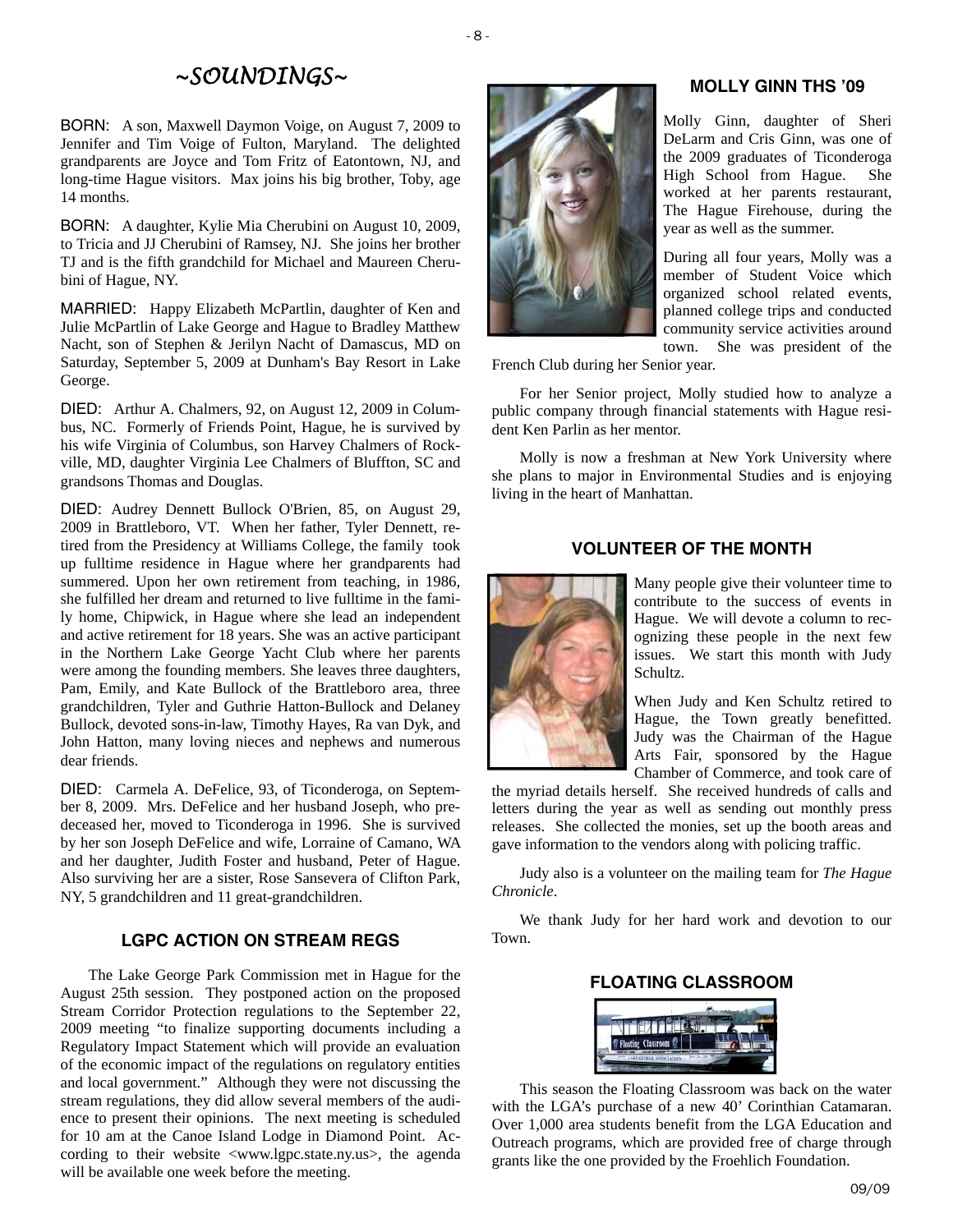# ~SOUNDINGS~

BORN: A son, Maxwell Daymon Voige, on August 7, 2009 to Jennifer and Tim Voige of Fulton, Maryland. The delighted grandparents are Joyce and Tom Fritz of Eatontown, NJ, and long-time Hague visitors. Max joins his big brother, Toby, age 14 months.

BORN: A daughter, Kylie Mia Cherubini on August 10, 2009, to Tricia and JJ Cherubini of Ramsey, NJ. She joins her brother TJ and is the fifth grandchild for Michael and Maureen Cherubini of Hague, NY.

MARRIED: Happy Elizabeth McPartlin, daughter of Ken and Julie McPartlin of Lake George and Hague to Bradley Matthew Nacht, son of Stephen & Jerilyn Nacht of Damascus, MD on Saturday, September 5, 2009 at Dunham's Bay Resort in Lake George.

DIED: Arthur A. Chalmers, 92, on August 12, 2009 in Columbus, NC. Formerly of Friends Point, Hague, he is survived by his wife Virginia of Columbus, son Harvey Chalmers of Rockville, MD, daughter Virginia Lee Chalmers of Bluffton, SC and grandsons Thomas and Douglas.

DIED: Audrey Dennett Bullock O'Brien, 85, on August 29, 2009 in Brattleboro, VT. When her father, Tyler Dennett, retired from the Presidency at Williams College, the family took up fulltime residence in Hague where her grandparents had summered. Upon her own retirement from teaching, in 1986, she fulfilled her dream and returned to live fulltime in the family home, Chipwick, in Hague where she lead an independent and active retirement for 18 years. She was an active participant in the Northern Lake George Yacht Club where her parents were among the founding members. She leaves three daughters, Pam, Emily, and Kate Bullock of the Brattleboro area, three grandchildren, Tyler and Guthrie Hatton-Bullock and Delaney Bullock, devoted sons-in-law, Timothy Hayes, Ra van Dyk, and John Hatton, many loving nieces and nephews and numerous dear friends.

DIED: Carmela A. DeFelice, 93, of Ticonderoga, on September 8, 2009. Mrs. DeFelice and her husband Joseph, who predeceased her, moved to Ticonderoga in 1996. She is survived by her son Joseph DeFelice and wife, Lorraine of Camano, WA and her daughter, Judith Foster and husband, Peter of Hague. Also surviving her are a sister, Rose Sansevera of Clifton Park, NY, 5 grandchildren and 11 great-grandchildren.

## LGPC ACTION ON STREAM REGS

The Lake George Park Commission met in Hague for the August 25th session. They postponed action on the proposed Stream Corridor Protection regulations to the September 22, 2009 meeting "to finalize supporting documents including a Regulatory Impact Statement which will provide an evaluation of the economic impact of the regulations on regulatory entities and local government." Although they were not discussing the stream regulations, they did allow several members of the audience to present their opinions. The next meeting is scheduled for 10 am at the Canoe Island Lodge in Diamond Point. According to their website <www.lgpc.state.ny.us>, the agenda will be available one week before the meeting.

## MOLLY GINN THS '09

Molly Ginn, daughter of Sheri DeLarm and Cris Ginn, was one of the 2009 graduates of Ticonderoga High School from Hague. She worked at her parents restaurant, The Hague Firehouse, during the year as well as the summer.

During all four years, Molly was a member of Student Voice which organized school related events, planned college trips and conducted community service activities around town. She was president of the French Club during her Senior year.

For her Senior project, Molly studied how to analyze a public company through financial statements with Hague resident Ken Parlin as her mentor.

Molly is now a freshman at New York University where she plans to major in Environmental Studies and is enjoying living in the heart of Manhattan.

## VOLUNTEER OF THE MONTH

Many people give their volunteer time to contribute to the success of events in Hague. We will devote a column to recognizing these people in the next few issues. We start this month with Judy Schultz.

When Judy and Ken Schultz retired to Hague, the Town greatly benefitted. Judy was the Chairman of the Hague Arts Fair, sponsored by the Hague Chamber of Commerce, and took care of the myriad details herself. She received hundreds of calls and letters during the year as well as sending out monthly press releases. She collected the monies, set up the booth areas and gave information to the vendors along with policing traffic.

Judy also is a volunteer on the mailing team for *The Hague Chronicle*.

We thank Judy for her hard work and devotion to our Town.

## FLOATING CLASSROOM

This season the Floating Classroom was back on the water with the LGA's purchase of a new 40' Corinthian Catamaran. Over 1,000 area students benefit from the LGA Education and Outreach programs, which are provided free of charge through grants like the one provided by the Froehlich Foundation.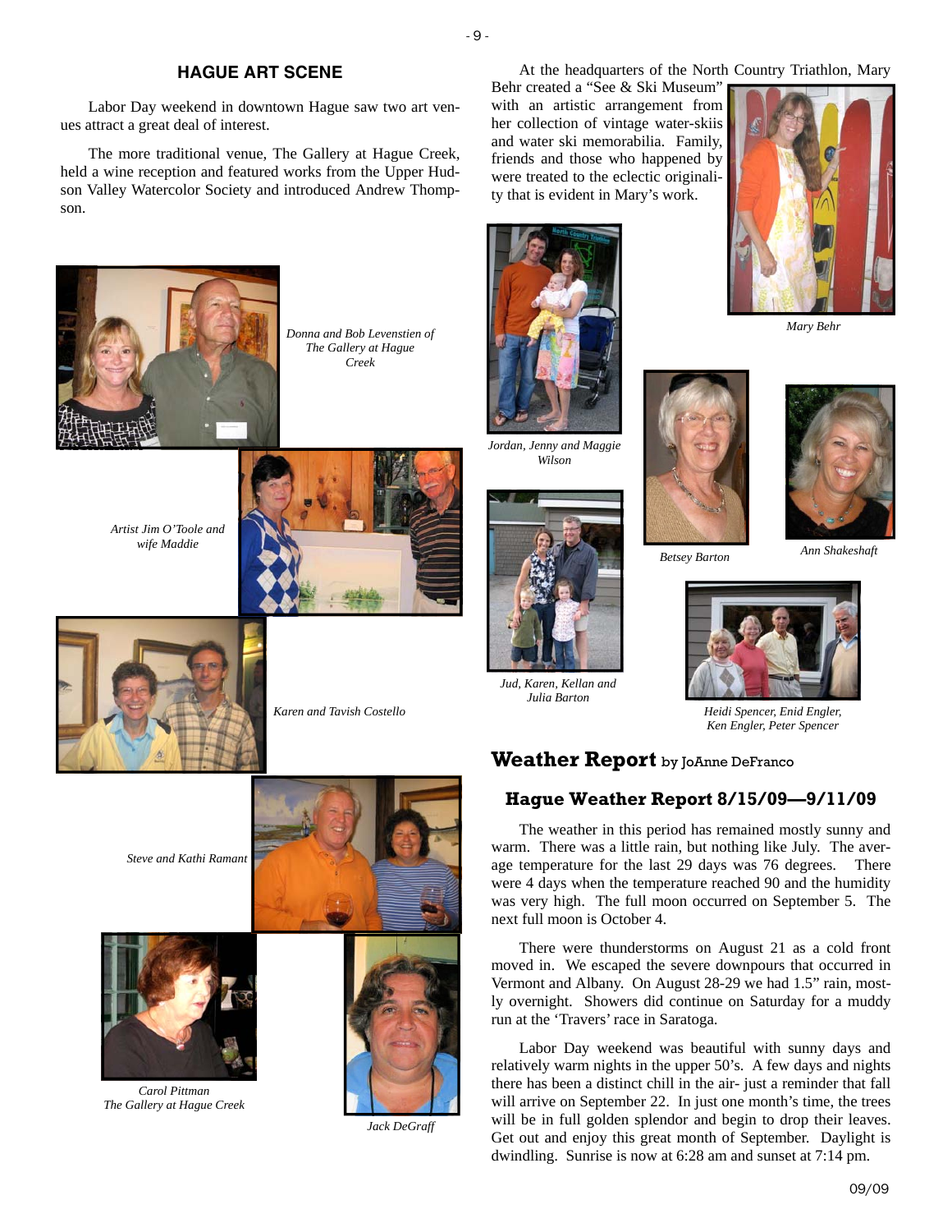## HAGUE ART SCENE

Labor Day weekend in downtown Hague saw two art venues attract a great deal of interest.

The more traditional venue, The Gallery at Hague Creek, held a wine reception and featured works from the Upper Hudson Valley Watercolor Society and introduced Andrew Thompson.

*Donna and Bob Levenstien of The Gallery at Hague Creek*

*Artist Jim O'Toole and wife Maddie*

*Karen and Tavish Costello*

*Steve and Kathi Ramant*

*Carol Pittman*
*The Gallery at Hague Creek*

*Jack DeGraff*

At the headquarters of the North Country Triathlon, Mary Behr created a "See & Ski Museum" with an artistic arrangement from her collection of vintage water-skiis and water ski memorabilia. Family, friends and those who happened by were treated to the eclectic originality that is evident in Mary's work.

*Mary Behr*

*Jordan, Jenny and Maggie Wilson*

*Betsey Barton*

*Ann Shakeshaft*

*Jud, Karen, Kellan and Julia Barton*

*Heidi Spencer, Enid Engler, Ken Engler, Peter Spencer*

## Weather Report by JoAnne DeFranco

### Hague Weather Report 8/15/09—9/11/09

The weather in this period has remained mostly sunny and warm. There was a little rain, but nothing like July. The average temperature for the last 29 days was 76 degrees. There were 4 days when the temperature reached 90 and the humidity was very high. The full moon occurred on September 5. The next full moon is October 4.

There were thunderstorms on August 21 as a cold front moved in. We escaped the severe downpours that occurred in Vermont and Albany. On August 28-29 we had 1.5" rain, mostly overnight. Showers did continue on Saturday for a muddy run at the 'Travers' race in Saratoga.

Labor Day weekend was beautiful with sunny days and relatively warm nights in the upper 50's. A few days and nights there has been a distinct chill in the air- just a reminder that fall will arrive on September 22. In just one month's time, the trees will be in full golden splendor and begin to drop their leaves. Get out and enjoy this great month of September. Daylight is dwindling. Sunrise is now at 6:28 am and sunset at 7:14 pm.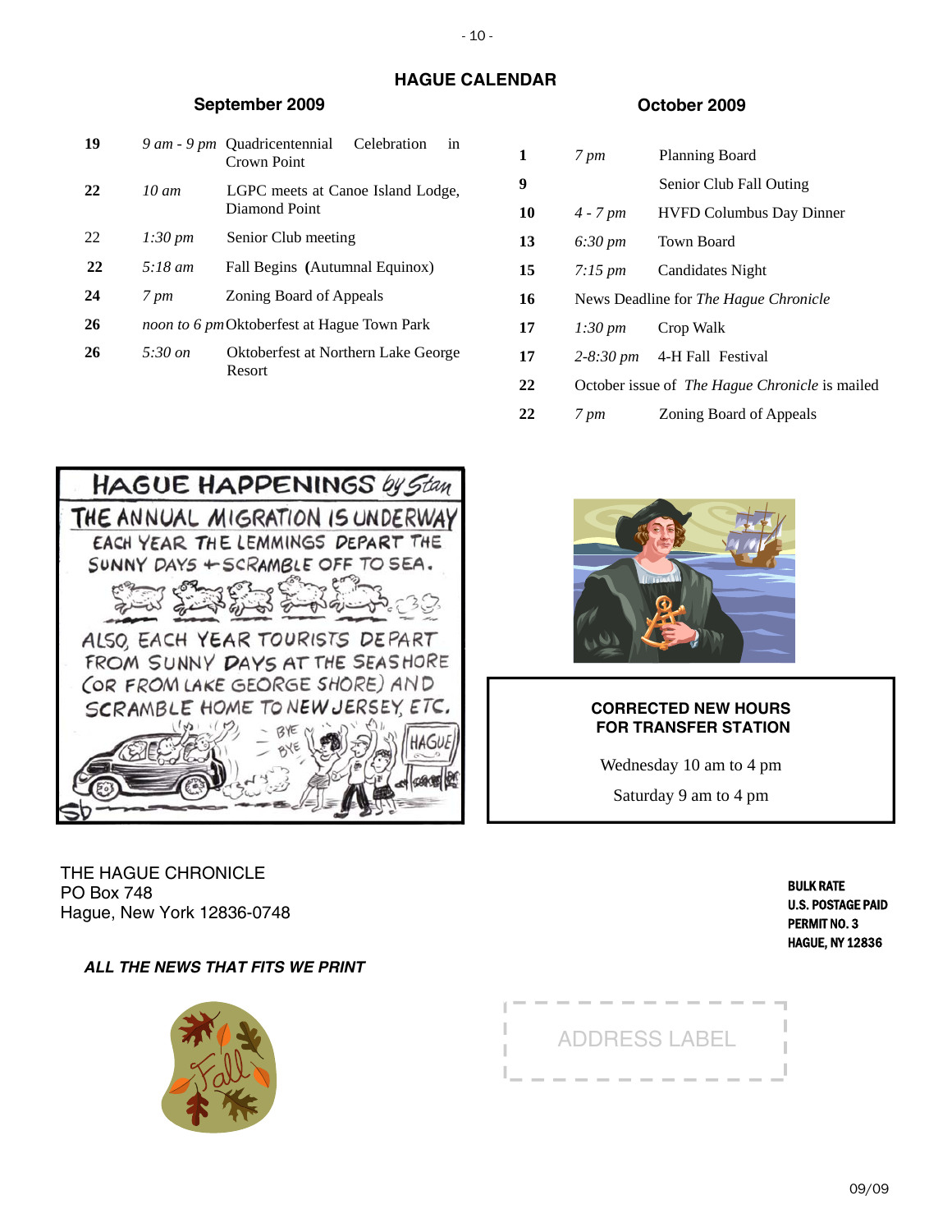## HAGUE CALENDAR

### September 2009

| | | |
|---|---|---|
| **19** | *9 am - 9 pm* | Quadricentennial Celebration in Crown Point |
| **22** | *10 am* | LGPC meets at Canoe Island Lodge, Diamond Point |
| 22 | *1:30 pm* | Senior Club meeting |
| **22** | *5:18 am* | Fall Begins **(**Autumnal Equinox) |
| **24** | *7 pm* | Zoning Board of Appeals |
| **26** | *noon to 6 pm* | Oktoberfest at Hague Town Park |
| **26** | *5:30 on* | Oktoberfest at Northern Lake George Resort |

### October 2009

| | | |
|---|---|---|
| **1** | *7 pm* | Planning Board |
| **9** | | Senior Club Fall Outing |
| **10** | *4 - 7 pm* | HVFD Columbus Day Dinner |
| **13** | *6:30 pm* | Town Board |
| **15** | *7:15 pm* | Candidates Night |
| **16** | News Deadline for *The Hague Chronicle* | |
| **17** | *1:30 pm* | Crop Walk |
| **17** | *2-8:30 pm* | 4-H Fall Festival |
| **22** | October issue of *The Hague Chronicle* is mailed | |
| **22** | *7 pm* | Zoning Board of Appeals |

HAGUE HAPPENINGS by Stan

THE ANNUAL MIGRATION IS UNDERWAY

EACH YEAR THE LEMMINGS DEPART THE SUNNY DAYS + SCRAMBLE OFF TO SEA.

ALSO, EACH YEAR TOURISTS DEPART FROM SUNNY DAYS AT THE SEASHORE (OR FROM LAKE GEORGE SHORE) AND SCRAMBLE HOME TO NEW JERSEY, ETC.

**CORRECTED NEW HOURS FOR TRANSFER STATION**

Wednesday 10 am to 4 pm

Saturday 9 am to 4 pm

THE HAGUE CHRONICLE
PO Box 748
Hague, New York 12836-0748

***ALL THE NEWS THAT FITS WE PRINT***

**BULK RATE**
**U.S. POSTAGE PAID**
**PERMIT NO. 3**
**HAGUE, NY 12836**

ADDRESS LABEL

09/09